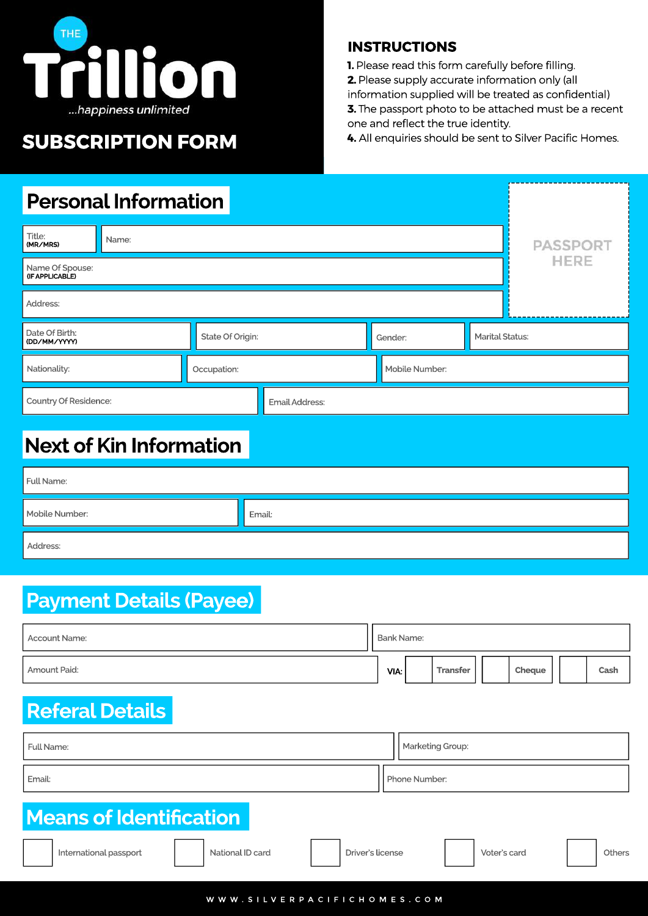THE

# Trillion

*...happiness unlimited*

# SUBSCRIPTION FORM

## INSTRUCTIONS

**1.** Please read this form carefully before filling.
**2.** Please supply accurate information only (all information supplied will be treated as confidential)
**3.** The passport photo to be attached must be a recent one and reflect the true identity.
**4.** All enquiries should be sent to Silver Pacific Homes.

## Personal Information

PASSPORT HERE

| Title: (MR/MRS) | Name: | | |
|---|---|---|---|
| Name Of Spouse: (IF APPLICABLE) | | | |
| Address: | | | |
| Date Of Birth: (DD/MM/YYYY) | State Of Origin: | Gender: | Marital Status: |
| Nationality: | Occupation: | Mobile Number: | |
| Country Of Residence: | Email Address: | | |

## Next of Kin Information

| Full Name: | |
|---|---|
| Mobile Number: | Email: |
| Address: | |

## Payment Details (Payee)

| Account Name: | Bank Name: |
|---|---|
| Amount Paid: | VIA: ☐ Transfer ☐ Cheque ☐ Cash |

## Referal Details

| Full Name: | Marketing Group: |
|---|---|
| Email: | Phone Number: |

## Means of Identification

☐ International passport ☐ National ID card ☐ Driver's license ☐ Voter's card ☐ Others

WWW.SILVERPACIFICHOMES.COM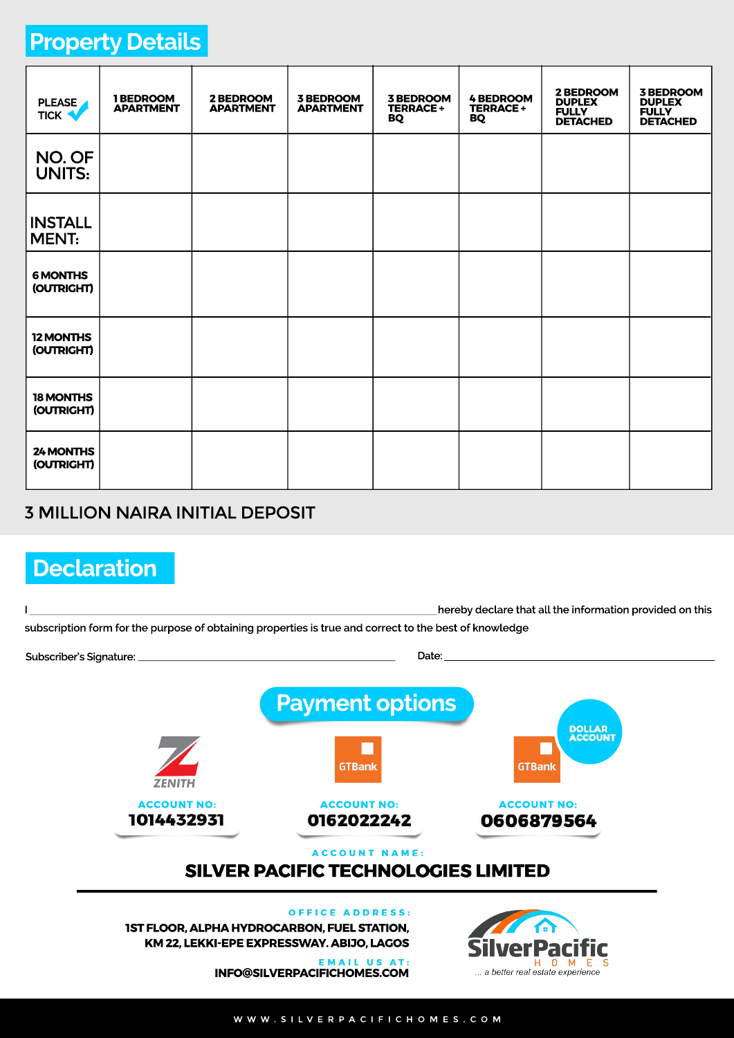## Property Details

| PLEASE TICK ✔ | 1 BEDROOM APARTMENT | 2 BEDROOM APARTMENT | 3 BEDROOM APARTMENT | 3 BEDROOM TERRACE + BQ | 4 BEDROOM TERRACE + BQ | 2 BEDROOM DUPLEX FULLY DETACHED | 3 BEDROOM DUPLEX FULLY DETACHED |
|---|---|---|---|---|---|---|---|
| NO. OF UNITS: | | | | | | | |
| INSTALL MENT: | | | | | | | |
| 6 MONTHS (OUTRIGHT) | | | | | | | |
| 12 MONTHS (OUTRIGHT) | | | | | | | |
| 18 MONTHS (OUTRIGHT) | | | | | | | |
| 24 MONTHS (OUTRIGHT) | | | | | | | |

3 MILLION NAIRA INITIAL DEPOSIT

## Declaration

I ______________________________________________ hereby declare that all the information provided on this subscription form for the purpose of obtaining properties is true and correct to the best of knowledge

Subscriber's Signature: ______________________________ Date: ______________________________

## Payment options

**ZENITH**
ACCOUNT NO:
**1014432931**

**GTBank**
ACCOUNT NO:
**0162022242**

**GTBank** (DOLLAR ACCOUNT)
ACCOUNT NO:
**0606879564**

ACCOUNT NAME:
**SILVER PACIFIC TECHNOLOGIES LIMITED**

OFFICE ADDRESS:
**1ST FLOOR, ALPHA HYDROCARBON, FUEL STATION, KM 22, LEKKI-EPE EXPRESSWAY. ABIJO, LAGOS**

EMAIL US AT:
**INFO@SILVERPACIFICHOMES.COM**

SilverPacific HOMES
... a better real estate experience

WWW.SILVERPACIFICHOMES.COM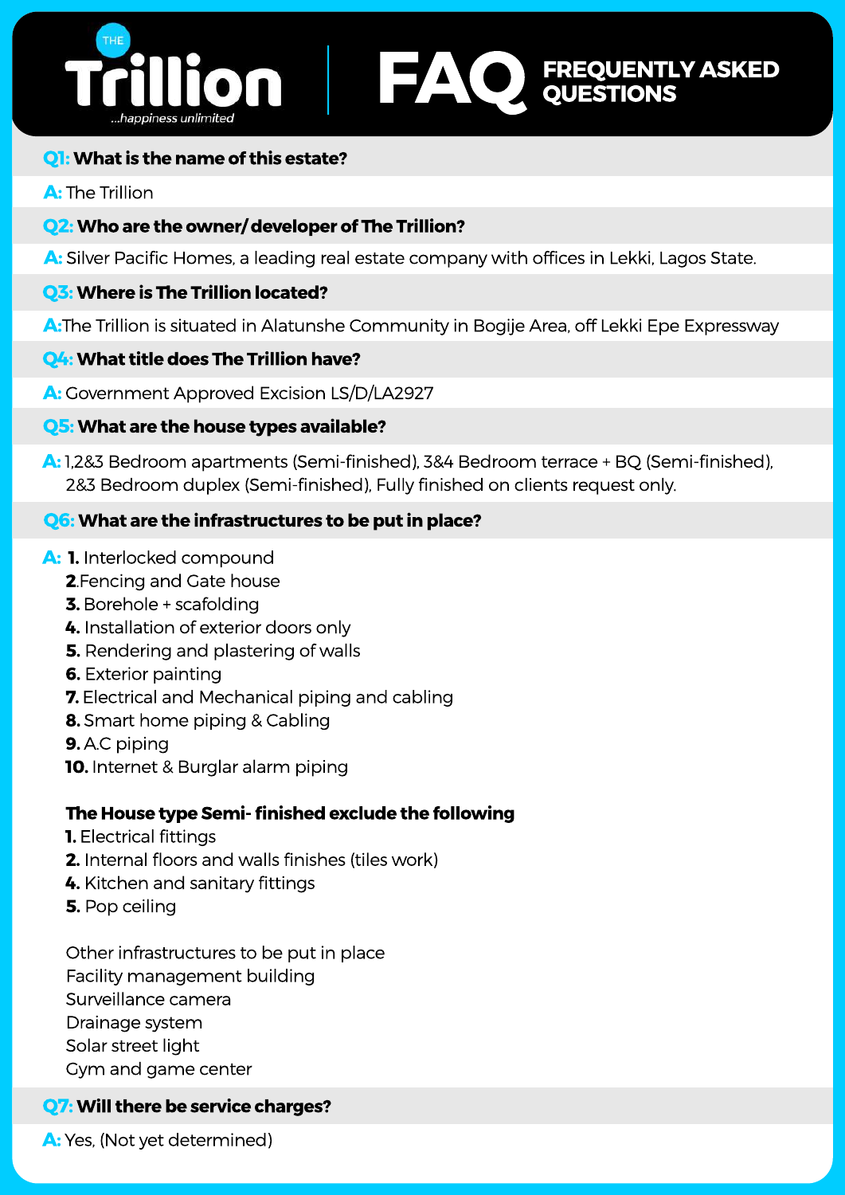# THE Trillion
*...happiness unlimited*

## FAQ FREQUENTLY ASKED QUESTIONS

**Q1: What is the name of this estate?**

**A:** The Trillion

**Q2: Who are the owner/ developer of The Trillion?**

**A:** Silver Pacific Homes, a leading real estate company with offices in Lekki, Lagos State.

**Q3: Where is The Trillion located?**

**A:**The Trillion is situated in Alatunshe Community in Bogije Area, off Lekki Epe Expressway

**Q4: What title does The Trillion have?**

**A:** Government Approved Excision LS/D/LA2927

**Q5: What are the house types available?**

**A:** 1,2&3 Bedroom apartments (Semi-finished), 3&4 Bedroom terrace + BQ (Semi-finished), 2&3 Bedroom duplex (Semi-finished), Fully finished on clients request only.

**Q6: What are the infrastructures to be put in place?**

**A:**
**1.** Interlocked compound
**2.**Fencing and Gate house
**3.** Borehole + scafolding
**4.** Installation of exterior doors only
**5.** Rendering and plastering of walls
**6.** Exterior painting
**7.** Electrical and Mechanical piping and cabling
**8.** Smart home piping & Cabling
**9.** A.C piping
**10.** Internet & Burglar alarm piping

**The House type Semi- finished exclude the following**
**1.** Electrical fittings
**2.** Internal floors and walls finishes (tiles work)
**4.** Kitchen and sanitary fittings
**5.** Pop ceiling

Other infrastructures to be put in place
Facility management building
Surveillance camera
Drainage system
Solar street light
Gym and game center

**Q7: Will there be service charges?**

**A:** Yes, (Not yet determined)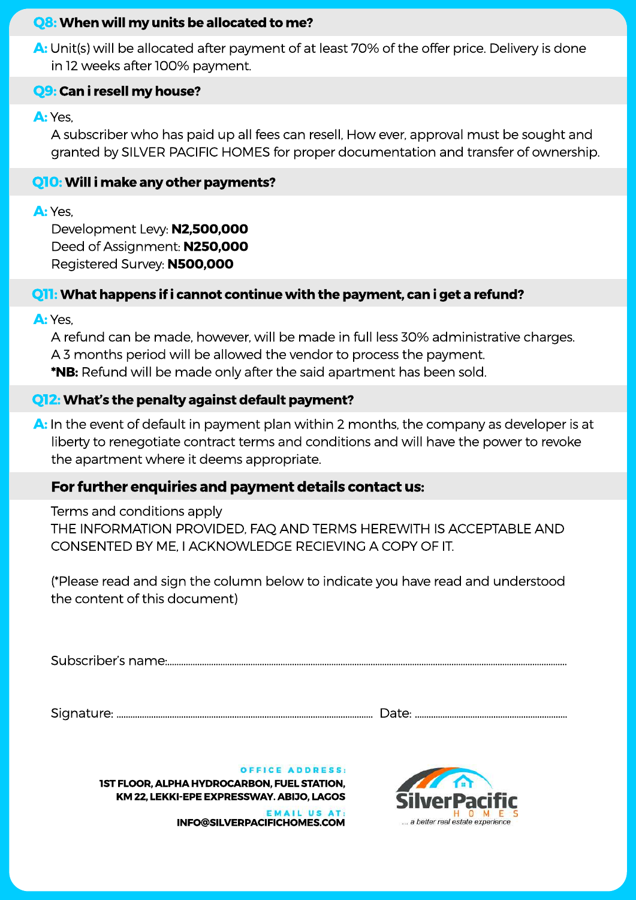### Q8: When will my units be allocated to me?

**A:** Unit(s) will be allocated after payment of at least 70% of the offer price. Delivery is done in 12 weeks after 100% payment.

### Q9: Can i resell my house?

**A:** Yes,
A subscriber who has paid up all fees can resell, How ever, approval must be sought and granted by SILVER PACIFIC HOMES for proper documentation and transfer of ownership.

### Q10: Will i make any other payments?

**A:** Yes,
Development Levy: **N2,500,000**
Deed of Assignment: **N250,000**
Registered Survey: **N500,000**

### Q11: What happens if i cannot continue with the payment, can i get a refund?

**A:** Yes,
A refund can be made, however, will be made in full less 30% administrative charges.
A 3 months period will be allowed the vendor to process the payment.
***NB:** Refund will be made only after the said apartment has been sold.

### Q12: What's the penalty against default payment?

**A:** In the event of default in payment plan within 2 months, the company as developer is at liberty to renegotiate contract terms and conditions and will have the power to revoke the apartment where it deems appropriate.

### For further enquiries and payment details contact us:

Terms and conditions apply
THE INFORMATION PROVIDED, FAQ AND TERMS HEREWITH IS ACCEPTABLE AND CONSENTED BY ME, I ACKNOWLEDGE RECIEVING A COPY OF IT.

(*Please read and sign the column below to indicate you have read and understood the content of this document)

Subscriber's name:..................................................

Signature: .................................................. Date: ..................................................

**OFFICE ADDRESS:**
**1ST FLOOR, ALPHA HYDROCARBON, FUEL STATION, KM 22, LEKKI-EPE EXPRESSWAY. ABIJO, LAGOS**

**EMAIL US AT:**
**INFO@SILVERPACIFICHOMES.COM**

SilverPacific HOMES
... a better real estate experience